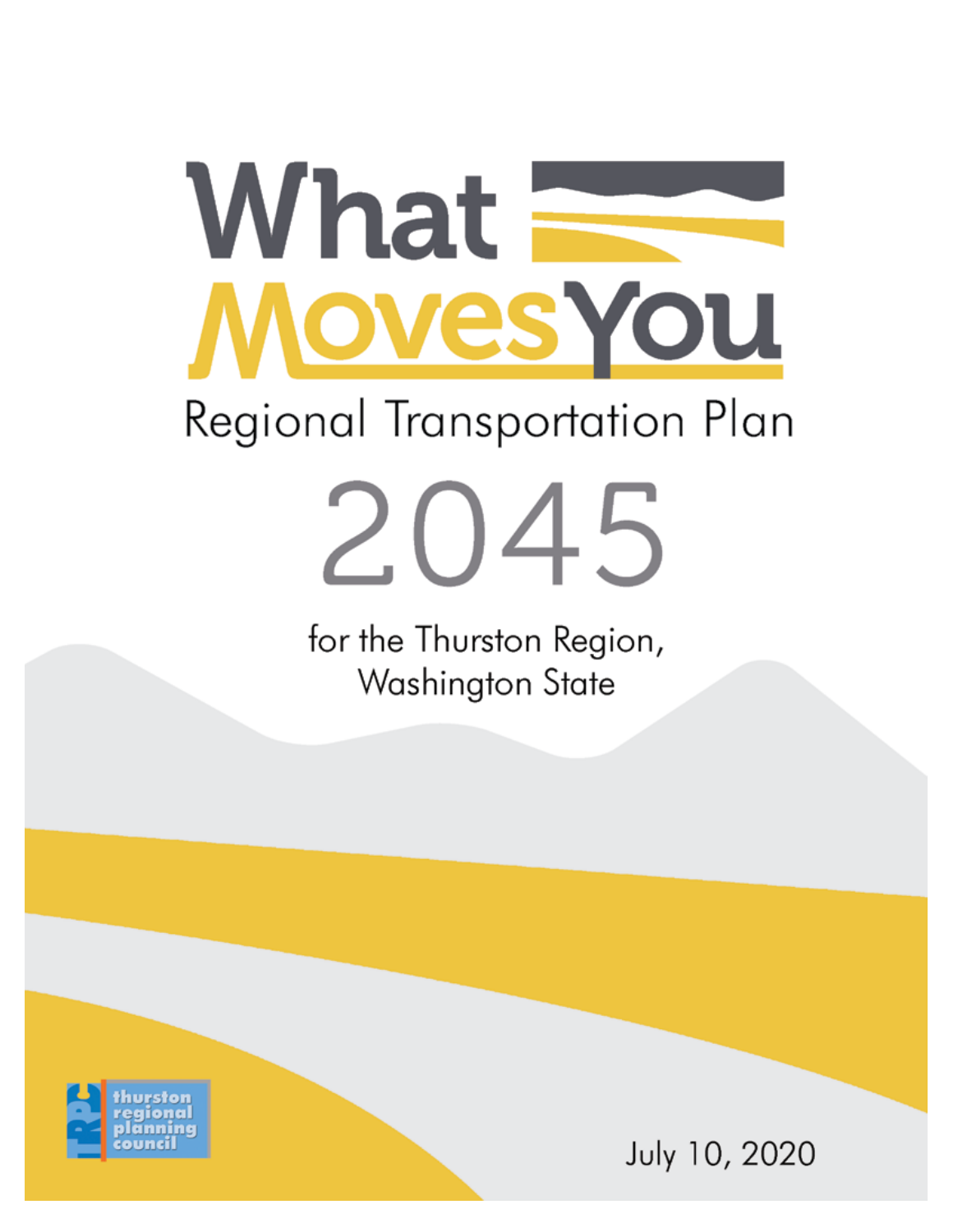# What Moves You

## Regional Transportation Plan

# 2045

for the Thurston Region,
Washington State

thurston regional planning council

July 10, 2020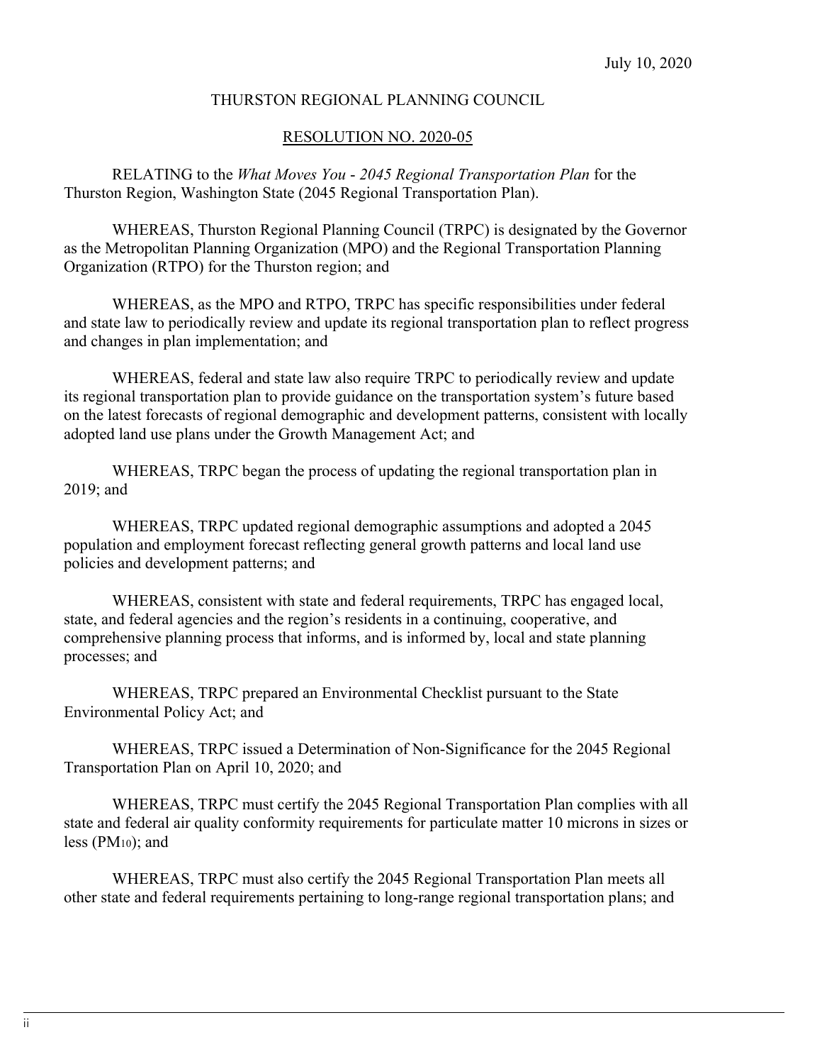July 10, 2020

THURSTON REGIONAL PLANNING COUNCIL

RESOLUTION NO. 2020-05

RELATING to the *What Moves You - 2045 Regional Transportation Plan* for the Thurston Region, Washington State (2045 Regional Transportation Plan).

WHEREAS, Thurston Regional Planning Council (TRPC) is designated by the Governor as the Metropolitan Planning Organization (MPO) and the Regional Transportation Planning Organization (RTPO) for the Thurston region; and

WHEREAS, as the MPO and RTPO, TRPC has specific responsibilities under federal and state law to periodically review and update its regional transportation plan to reflect progress and changes in plan implementation; and

WHEREAS, federal and state law also require TRPC to periodically review and update its regional transportation plan to provide guidance on the transportation system's future based on the latest forecasts of regional demographic and development patterns, consistent with locally adopted land use plans under the Growth Management Act; and

WHEREAS, TRPC began the process of updating the regional transportation plan in 2019; and

WHEREAS, TRPC updated regional demographic assumptions and adopted a 2045 population and employment forecast reflecting general growth patterns and local land use policies and development patterns; and

WHEREAS, consistent with state and federal requirements, TRPC has engaged local, state, and federal agencies and the region's residents in a continuing, cooperative, and comprehensive planning process that informs, and is informed by, local and state planning processes; and

WHEREAS, TRPC prepared an Environmental Checklist pursuant to the State Environmental Policy Act; and

WHEREAS, TRPC issued a Determination of Non-Significance for the 2045 Regional Transportation Plan on April 10, 2020; and

WHEREAS, TRPC must certify the 2045 Regional Transportation Plan complies with all state and federal air quality conformity requirements for particulate matter 10 microns in sizes or less ($PM_{10}$); and

WHEREAS, TRPC must also certify the 2045 Regional Transportation Plan meets all other state and federal requirements pertaining to long-range regional transportation plans; and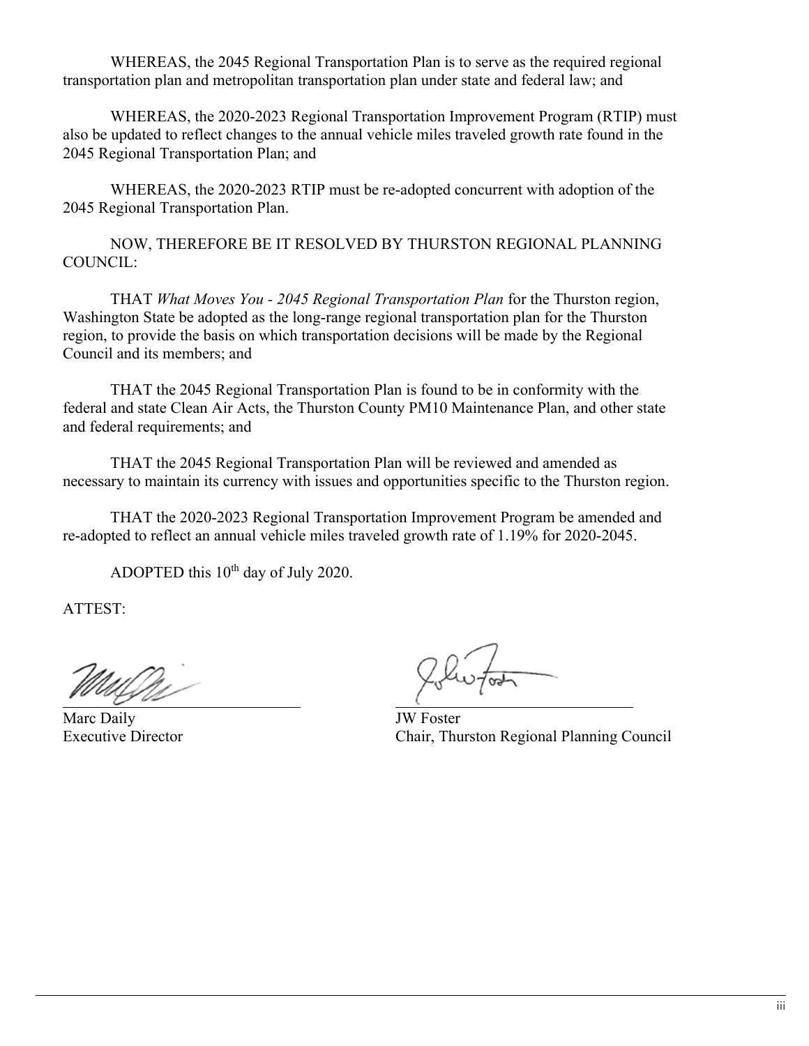WHEREAS, the 2045 Regional Transportation Plan is to serve as the required regional transportation plan and metropolitan transportation plan under state and federal law; and

WHEREAS, the 2020-2023 Regional Transportation Improvement Program (RTIP) must also be updated to reflect changes to the annual vehicle miles traveled growth rate found in the 2045 Regional Transportation Plan; and

WHEREAS, the 2020-2023 RTIP must be re-adopted concurrent with adoption of the 2045 Regional Transportation Plan.

NOW, THEREFORE BE IT RESOLVED BY THURSTON REGIONAL PLANNING COUNCIL:

THAT *What Moves You - 2045 Regional Transportation Plan* for the Thurston region, Washington State be adopted as the long-range regional transportation plan for the Thurston region, to provide the basis on which transportation decisions will be made by the Regional Council and its members; and

THAT the 2045 Regional Transportation Plan is found to be in conformity with the federal and state Clean Air Acts, the Thurston County PM10 Maintenance Plan, and other state and federal requirements; and

THAT the 2045 Regional Transportation Plan will be reviewed and amended as necessary to maintain its currency with issues and opportunities specific to the Thurston region.

THAT the 2020-2023 Regional Transportation Improvement Program be amended and re-adopted to reflect an annual vehicle miles traveled growth rate of 1.19% for 2020-2045.

ADOPTED this 10th day of July 2020.

ATTEST:

Marc Daily
Executive Director

JW Foster
Chair, Thurston Regional Planning Council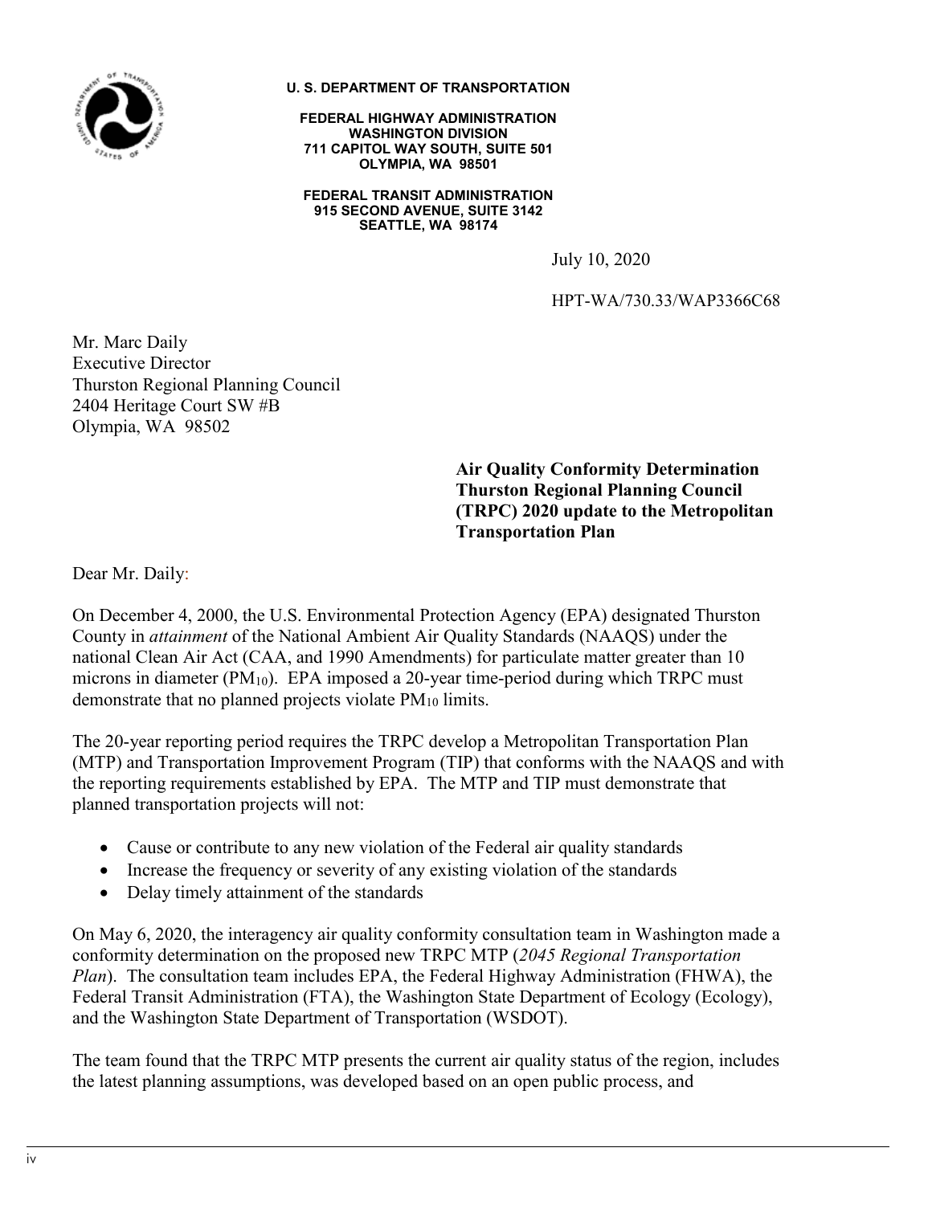**U. S. DEPARTMENT OF TRANSPORTATION**

**FEDERAL HIGHWAY ADMINISTRATION**
**WASHINGTON DIVISION**
**711 CAPITOL WAY SOUTH, SUITE 501**
**OLYMPIA, WA 98501**

**FEDERAL TRANSIT ADMINISTRATION**
**915 SECOND AVENUE, SUITE 3142**
**SEATTLE, WA 98174**

July 10, 2020

HPT-WA/730.33/WAP3366C68

Mr. Marc Daily
Executive Director
Thurston Regional Planning Council
2404 Heritage Court SW #B
Olympia, WA 98502

**Air Quality Conformity Determination**
**Thurston Regional Planning Council**
**(TRPC) 2020 update to the Metropolitan**
**Transportation Plan**

Dear Mr. Daily:

On December 4, 2000, the U.S. Environmental Protection Agency (EPA) designated Thurston County in *attainment* of the National Ambient Air Quality Standards (NAAQS) under the national Clean Air Act (CAA, and 1990 Amendments) for particulate matter greater than 10 microns in diameter ($PM_{10}$). EPA imposed a 20-year time-period during which TRPC must demonstrate that no planned projects violate $PM_{10}$ limits.

The 20-year reporting period requires the TRPC develop a Metropolitan Transportation Plan (MTP) and Transportation Improvement Program (TIP) that conforms with the NAAQS and with the reporting requirements established by EPA. The MTP and TIP must demonstrate that planned transportation projects will not:

- Cause or contribute to any new violation of the Federal air quality standards
- Increase the frequency or severity of any existing violation of the standards
- Delay timely attainment of the standards

On May 6, 2020, the interagency air quality conformity consultation team in Washington made a conformity determination on the proposed new TRPC MTP (*2045 Regional Transportation Plan*). The consultation team includes EPA, the Federal Highway Administration (FHWA), the Federal Transit Administration (FTA), the Washington State Department of Ecology (Ecology), and the Washington State Department of Transportation (WSDOT).

The team found that the TRPC MTP presents the current air quality status of the region, includes the latest planning assumptions, was developed based on an open public process, and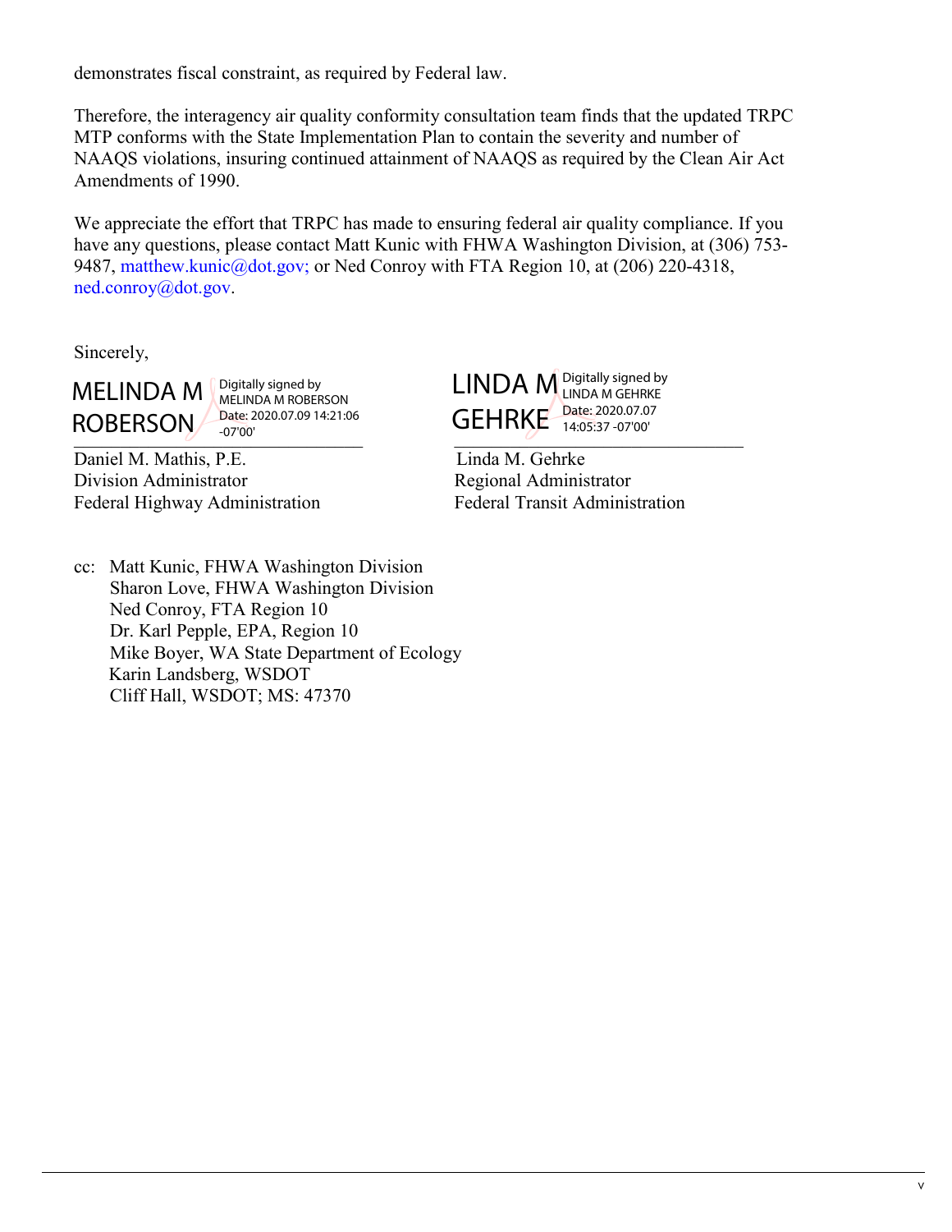demonstrates fiscal constraint, as required by Federal law.

Therefore, the interagency air quality conformity consultation team finds that the updated TRPC MTP conforms with the State Implementation Plan to contain the severity and number of NAAQS violations, insuring continued attainment of NAAQS as required by the Clean Air Act Amendments of 1990.

We appreciate the effort that TRPC has made to ensuring federal air quality compliance. If you have any questions, please contact Matt Kunic with FHWA Washington Division, at (306) 753-9487, matthew.kunic@dot.gov; or Ned Conroy with FTA Region 10, at (206) 220-4318, ned.conroy@dot.gov.

Sincerely,

MELINDA M ROBERSON — Digitally signed by MELINDA M ROBERSON Date: 2020.07.09 14:21:06 -07'00'

Daniel M. Mathis, P.E.
Division Administrator
Federal Highway Administration

LINDA M GEHRKE — Digitally signed by LINDA M GEHRKE Date: 2020.07.07 14:05:37 -07'00'

Linda M. Gehrke
Regional Administrator
Federal Transit Administration

cc: Matt Kunic, FHWA Washington Division
Sharon Love, FHWA Washington Division
Ned Conroy, FTA Region 10
Dr. Karl Pepple, EPA, Region 10
Mike Boyer, WA State Department of Ecology
Karin Landsberg, WSDOT
Cliff Hall, WSDOT; MS: 47370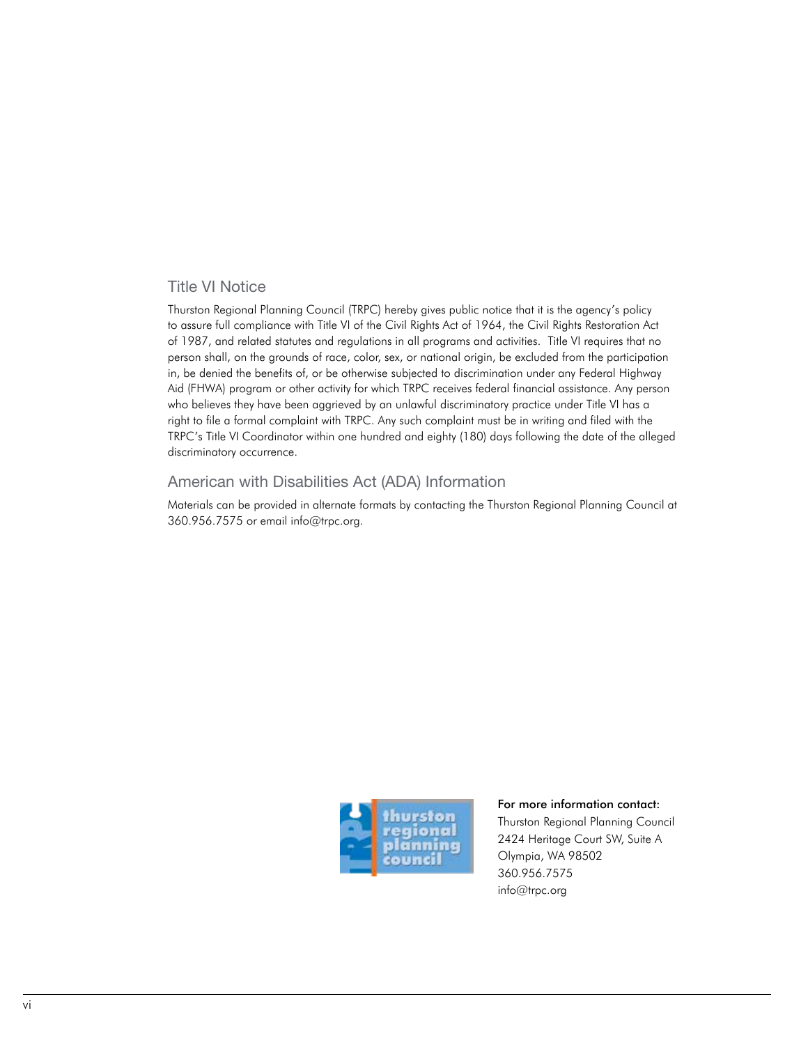## Title VI Notice

Thurston Regional Planning Council (TRPC) hereby gives public notice that it is the agency's policy to assure full compliance with Title VI of the Civil Rights Act of 1964, the Civil Rights Restoration Act of 1987, and related statutes and regulations in all programs and activities. Title VI requires that no person shall, on the grounds of race, color, sex, or national origin, be excluded from the participation in, be denied the benefits of, or be otherwise subjected to discrimination under any Federal Highway Aid (FHWA) program or other activity for which TRPC receives federal financial assistance. Any person who believes they have been aggrieved by an unlawful discriminatory practice under Title VI has a right to file a formal complaint with TRPC. Any such complaint must be in writing and filed with the TRPC's Title VI Coordinator within one hundred and eighty (180) days following the date of the alleged discriminatory occurrence.

## American with Disabilities Act (ADA) Information

Materials can be provided in alternate formats by contacting the Thurston Regional Planning Council at 360.956.7575 or email info@trpc.org.

**For more information contact:**
Thurston Regional Planning Council
2424 Heritage Court SW, Suite A
Olympia, WA 98502
360.956.7575
info@trpc.org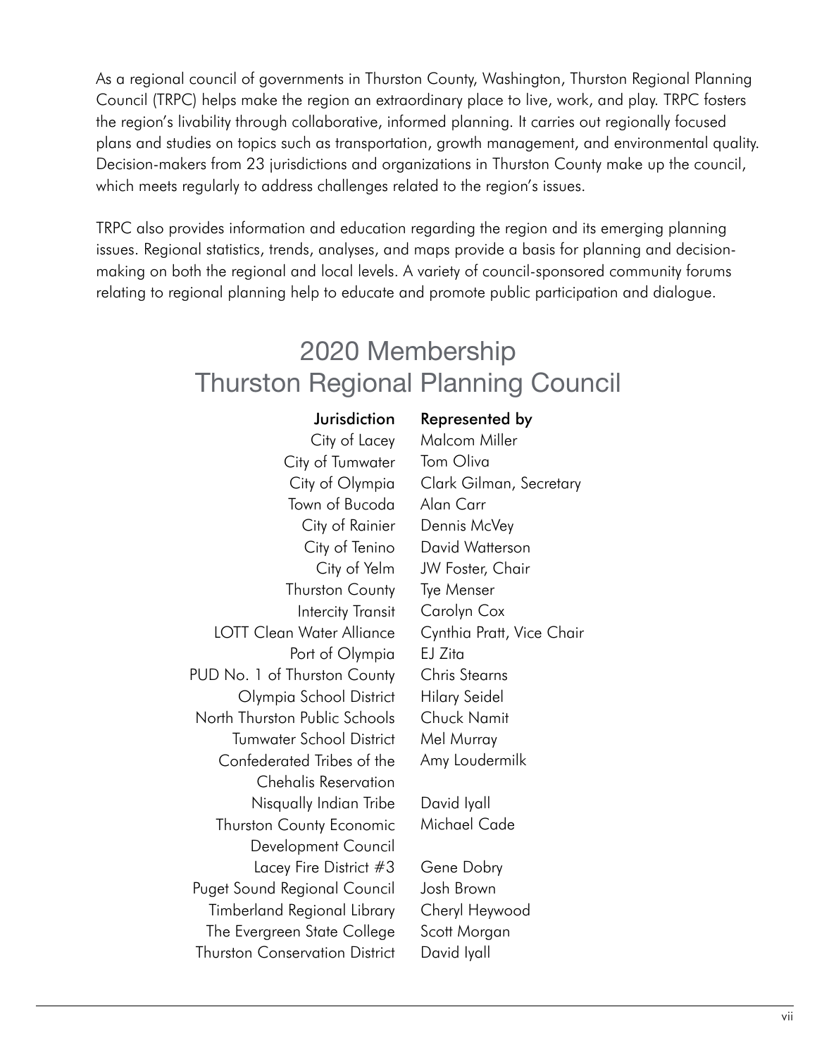As a regional council of governments in Thurston County, Washington, Thurston Regional Planning Council (TRPC) helps make the region an extraordinary place to live, work, and play. TRPC fosters the region's livability through collaborative, informed planning. It carries out regionally focused plans and studies on topics such as transportation, growth management, and environmental quality. Decision-makers from 23 jurisdictions and organizations in Thurston County make up the council, which meets regularly to address challenges related to the region's issues.

TRPC also provides information and education regarding the region and its emerging planning issues. Regional statistics, trends, analyses, and maps provide a basis for planning and decision-making on both the regional and local levels. A variety of council-sponsored community forums relating to regional planning help to educate and promote public participation and dialogue.

## 2020 Membership Thurston Regional Planning Council

| Jurisdiction | Represented by |
|---:|---|
| City of Lacey | Malcom Miller |
| City of Tumwater | Tom Oliva |
| City of Olympia | Clark Gilman, Secretary |
| Town of Bucoda | Alan Carr |
| City of Rainier | Dennis McVey |
| City of Tenino | David Watterson |
| City of Yelm | JW Foster, Chair |
| Thurston County | Tye Menser |
| Intercity Transit | Carolyn Cox |
| LOTT Clean Water Alliance | Cynthia Pratt, Vice Chair |
| Port of Olympia | EJ Zita |
| PUD No. 1 of Thurston County | Chris Stearns |
| Olympia School District | Hilary Seidel |
| North Thurston Public Schools | Chuck Namit |
| Tumwater School District | Mel Murray |
| Confederated Tribes of the Chehalis Reservation | Amy Loudermilk |
| Nisqually Indian Tribe | David Iyall |
| Thurston County Economic Development Council | Michael Cade |
| Lacey Fire District #3 | Gene Dobry |
| Puget Sound Regional Council | Josh Brown |
| Timberland Regional Library | Cheryl Heywood |
| The Evergreen State College | Scott Morgan |
| Thurston Conservation District | David Iyall |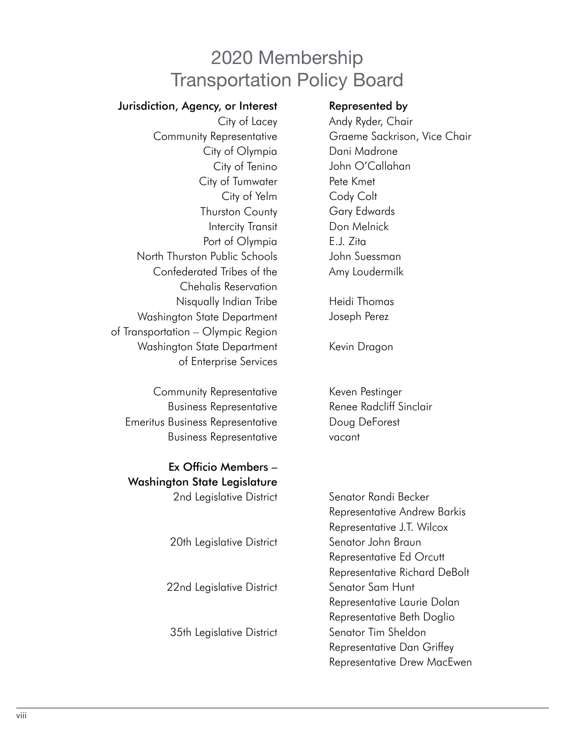# 2020 Membership
# Transportation Policy Board

| Jurisdiction, Agency, or Interest | Represented by |
|---|---|
| City of Lacey | Andy Ryder, Chair |
| Community Representative | Graeme Sackrison, Vice Chair |
| City of Olympia | Dani Madrone |
| City of Tenino | John O'Callahan |
| City of Tumwater | Pete Kmet |
| City of Yelm | Cody Colt |
| Thurston County | Gary Edwards |
| Intercity Transit | Don Melnick |
| Port of Olympia | E.J. Zita |
| North Thurston Public Schools | John Suessman |
| Confederated Tribes of the Chehalis Reservation | Amy Loudermilk |
| Nisqually Indian Tribe | Heidi Thomas |
| Washington State Department of Transportation – Olympic Region | Joseph Perez |
| Washington State Department of Enterprise Services | Kevin Dragon |
| Community Representative | Keven Pestinger |
| Business Representative | Renee Radcliff Sinclair |
| Emeritus Business Representative | Doug DeForest |
| Business Representative | vacant |
| **Ex Officio Members – Washington State Legislature** | |
| 2nd Legislative District | Senator Randi Becker<br>Representative Andrew Barkis<br>Representative J.T. Wilcox |
| 20th Legislative District | Senator John Braun<br>Representative Ed Orcutt<br>Representative Richard DeBolt |
| 22nd Legislative District | Senator Sam Hunt<br>Representative Laurie Dolan<br>Representative Beth Doglio |
| 35th Legislative District | Senator Tim Sheldon<br>Representative Dan Griffey<br>Representative Drew MacEwen |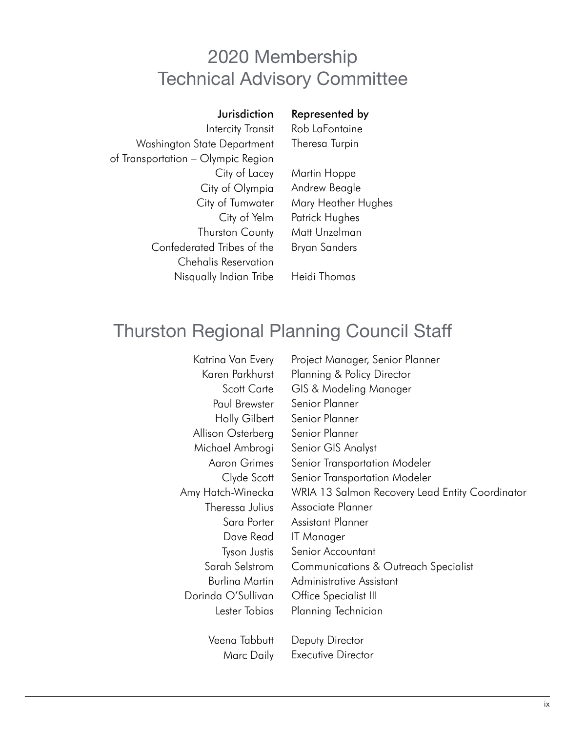# 2020 Membership
# Technical Advisory Committee

| Jurisdiction | Represented by |
| --- | --- |
| Intercity Transit | Rob LaFontaine |
| Washington State Department of Transportation – Olympic Region | Theresa Turpin |
| City of Lacey | Martin Hoppe |
| City of Olympia | Andrew Beagle |
| City of Tumwater | Mary Heather Hughes |
| City of Yelm | Patrick Hughes |
| Thurston County | Matt Unzelman |
| Confederated Tribes of the Chehalis Reservation | Bryan Sanders |
| Nisqually Indian Tribe | Heidi Thomas |

# Thurston Regional Planning Council Staff

| | |
| --- | --- |
| Katrina Van Every | Project Manager, Senior Planner |
| Karen Parkhurst | Planning & Policy Director |
| Scott Carte | GIS & Modeling Manager |
| Paul Brewster | Senior Planner |
| Holly Gilbert | Senior Planner |
| Allison Osterberg | Senior Planner |
| Michael Ambrogi | Senior GIS Analyst |
| Aaron Grimes | Senior Transportation Modeler |
| Clyde Scott | Senior Transportation Modeler |
| Amy Hatch-Winecka | WRIA 13 Salmon Recovery Lead Entity Coordinator |
| Theressa Julius | Associate Planner |
| Sara Porter | Assistant Planner |
| Dave Read | IT Manager |
| Tyson Justis | Senior Accountant |
| Sarah Selstrom | Communications & Outreach Specialist |
| Burlina Martin | Administrative Assistant |
| Dorinda O'Sullivan | Office Specialist III |
| Lester Tobias | Planning Technician |
| Veena Tabbutt | Deputy Director |
| Marc Daily | Executive Director |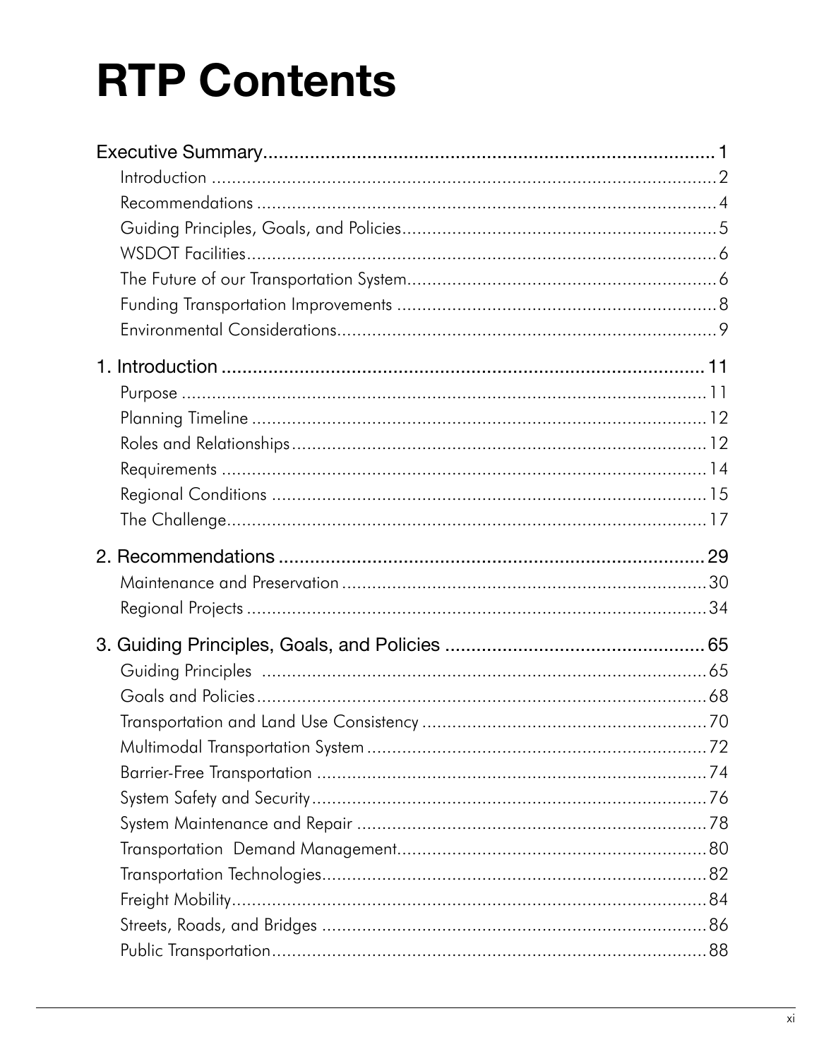# RTP Contents

Executive Summary ..... 1
- Introduction ..... 2
- Recommendations ..... 4
- Guiding Principles, Goals, and Policies ..... 5
- WSDOT Facilities ..... 6
- The Future of our Transportation System ..... 6
- Funding Transportation Improvements ..... 8
- Environmental Considerations ..... 9

1. Introduction ..... 11
- Purpose ..... 11
- Planning Timeline ..... 12
- Roles and Relationships ..... 12
- Requirements ..... 14
- Regional Conditions ..... 15
- The Challenge ..... 17

2. Recommendations ..... 29
- Maintenance and Preservation ..... 30
- Regional Projects ..... 34

3. Guiding Principles, Goals, and Policies ..... 65
- Guiding Principles ..... 65
- Goals and Policies ..... 68
- Transportation and Land Use Consistency ..... 70
- Multimodal Transportation System ..... 72
- Barrier-Free Transportation ..... 74
- System Safety and Security ..... 76
- System Maintenance and Repair ..... 78
- Transportation Demand Management ..... 80
- Transportation Technologies ..... 82
- Freight Mobility ..... 84
- Streets, Roads, and Bridges ..... 86
- Public Transportation ..... 88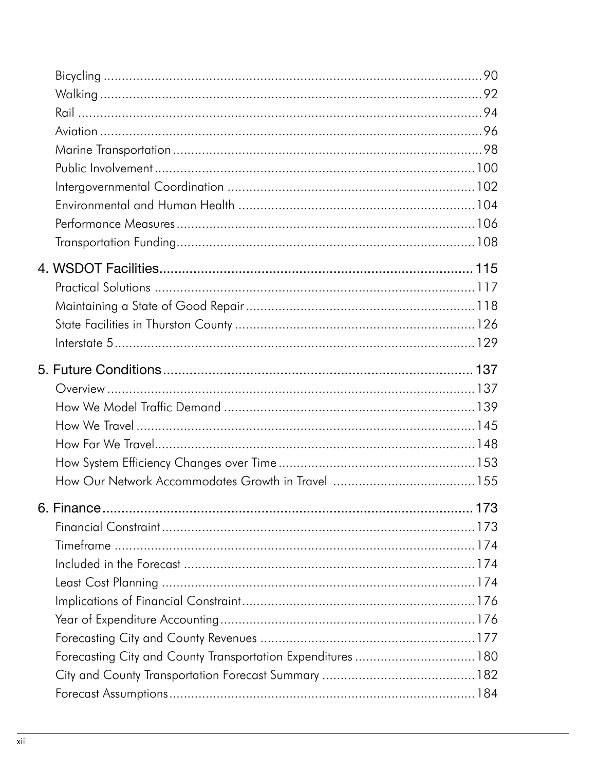Bicycling ........................................................................................................ 90
Walking ........................................................................................................ 92
Rail ........................................................................................................ 94
Aviation ........................................................................................................ 96
Marine Transportation ........................................................................................................ 98
Public Involvement ........................................................................................................ 100
Intergovernmental Coordination ........................................................................................................ 102
Environmental and Human Health ........................................................................................................ 104
Performance Measures ........................................................................................................ 106
Transportation Funding ........................................................................................................ 108

4. WSDOT Facilities ........................................................................................................ 115
Practical Solutions ........................................................................................................ 117
Maintaining a State of Good Repair ........................................................................................................ 118
State Facilities in Thurston County ........................................................................................................ 126
Interstate 5 ........................................................................................................ 129

5. Future Conditions ........................................................................................................ 137
Overview ........................................................................................................ 137
How We Model Traffic Demand ........................................................................................................ 139
How We Travel ........................................................................................................ 145
How Far We Travel ........................................................................................................ 148
How System Efficiency Changes over Time ........................................................................................................ 153
How Our Network Accommodates Growth in Travel ........................................................................................................ 155

6. Finance ........................................................................................................ 173
Financial Constraint ........................................................................................................ 173
Timeframe ........................................................................................................ 174
Included in the Forecast ........................................................................................................ 174
Least Cost Planning ........................................................................................................ 174
Implications of Financial Constraint ........................................................................................................ 176
Year of Expenditure Accounting ........................................................................................................ 176
Forecasting City and County Revenues ........................................................................................................ 177
Forecasting City and County Transportation Expenditures ........................................................................................................ 180
City and County Transportation Forecast Summary ........................................................................................................ 182
Forecast Assumptions ........................................................................................................ 184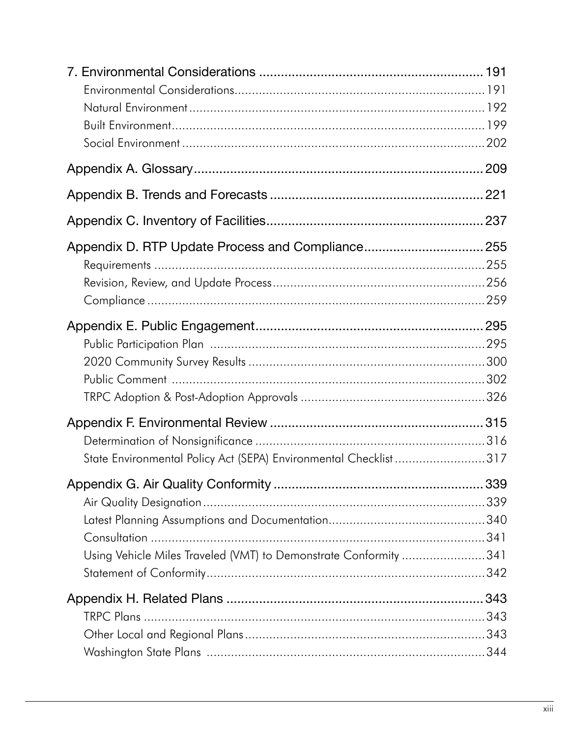- 7. Environmental Considerations .......... 191
  - Environmental Considerations .......... 191
  - Natural Environment .......... 192
  - Built Environment .......... 199
  - Social Environment .......... 202
- Appendix A. Glossary .......... 209
- Appendix B. Trends and Forecasts .......... 221
- Appendix C. Inventory of Facilities .......... 237
- Appendix D. RTP Update Process and Compliance .......... 255
  - Requirements .......... 255
  - Revision, Review, and Update Process .......... 256
  - Compliance .......... 259
- Appendix E. Public Engagement .......... 295
  - Public Participation Plan .......... 295
  - 2020 Community Survey Results .......... 300
  - Public Comment .......... 302
  - TRPC Adoption & Post-Adoption Approvals .......... 326
- Appendix F. Environmental Review .......... 315
  - Determination of Nonsignificance .......... 316
  - State Environmental Policy Act (SEPA) Environmental Checklist .......... 317
- Appendix G. Air Quality Conformity .......... 339
  - Air Quality Designation .......... 339
  - Latest Planning Assumptions and Documentation .......... 340
  - Consultation .......... 341
  - Using Vehicle Miles Traveled (VMT) to Demonstrate Conformity .......... 341
  - Statement of Conformity .......... 342
- Appendix H. Related Plans .......... 343
  - TRPC Plans .......... 343
  - Other Local and Regional Plans .......... 343
  - Washington State Plans .......... 344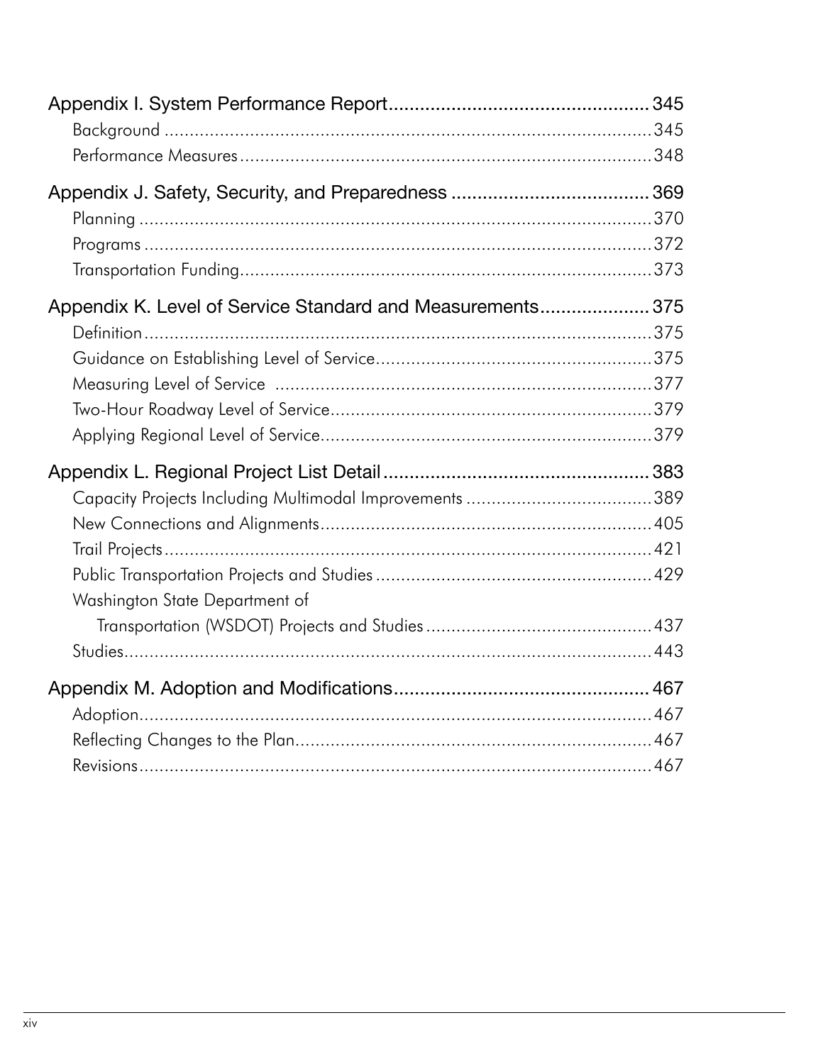Appendix I. System Performance Report ................................................ 345
- Background ................................................................................ 345
- Performance Measures ................................................................ 348

Appendix J. Safety, Security, and Preparedness ..................................... 369
- Planning ..................................................................................... 370
- Programs .................................................................................... 372
- Transportation Funding ................................................................ 373

Appendix K. Level of Service Standard and Measurements .................... 375
- Definition .................................................................................... 375
- Guidance on Establishing Level of Service ..................................... 375
- Measuring Level of Service .......................................................... 377
- Two-Hour Roadway Level of Service .............................................. 379
- Applying Regional Level of Service ................................................ 379

Appendix L. Regional Project List Detail .................................................. 383
- Capacity Projects Including Multimodal Improvements ................... 389
- New Connections and Alignments ................................................ 405
- Trail Projects ............................................................................... 421
- Public Transportation Projects and Studies ..................................... 429
- Washington State Department of Transportation (WSDOT) Projects and Studies ............ 437
- Studies ....................................................................................... 443

Appendix M. Adoption and Modifications ................................................ 467
- Adoption ..................................................................................... 467
- Reflecting Changes to the Plan ..................................................... 467
- Revisions .................................................................................... 467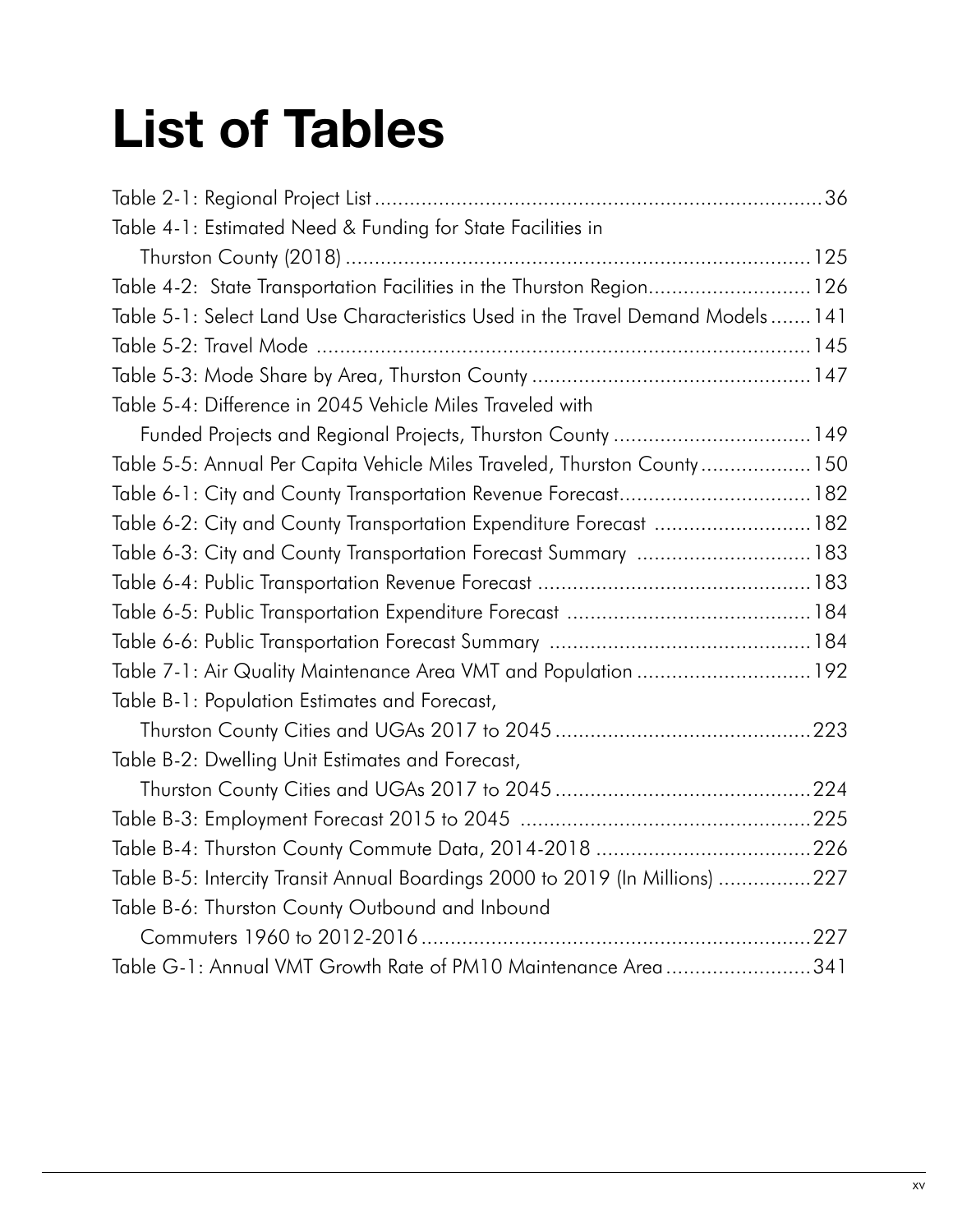# List of Tables

Table 2-1: Regional Project List ....................................................................................36
Table 4-1: Estimated Need & Funding for State Facilities in Thurston County (2018) ....................................................................................125
Table 4-2: State Transportation Facilities in the Thurston Region....................................126
Table 5-1: Select Land Use Characteristics Used in the Travel Demand Models.......141
Table 5-2: Travel Mode ....................................................................................145
Table 5-3: Mode Share by Area, Thurston County ...............................................147
Table 5-4: Difference in 2045 Vehicle Miles Traveled with Funded Projects and Regional Projects, Thurston County ..................................149
Table 5-5: Annual Per Capita Vehicle Miles Traveled, Thurston County ...................150
Table 6-1: City and County Transportation Revenue Forecast.................................182
Table 6-2: City and County Transportation Expenditure Forecast ...........................182
Table 6-3: City and County Transportation Forecast Summary ..............................183
Table 6-4: Public Transportation Revenue Forecast ...............................................183
Table 6-5: Public Transportation Expenditure Forecast ..........................................184
Table 6-6: Public Transportation Forecast Summary .............................................184
Table 7-1: Air Quality Maintenance Area VMT and Population ..............................192
Table B-1: Population Estimates and Forecast, Thurston County Cities and UGAs 2017 to 2045 ............................................223
Table B-2: Dwelling Unit Estimates and Forecast, Thurston County Cities and UGAs 2017 to 2045 ............................................224
Table B-3: Employment Forecast 2015 to 2045 ..................................................225
Table B-4: Thurston County Commute Data, 2014-2018 .....................................226
Table B-5: Intercity Transit Annual Boardings 2000 to 2019 (In Millions) ................227
Table B-6: Thurston County Outbound and Inbound Commuters 1960 to 2012-2016 ...................................................................227
Table G-1: Annual VMT Growth Rate of PM10 Maintenance Area .........................341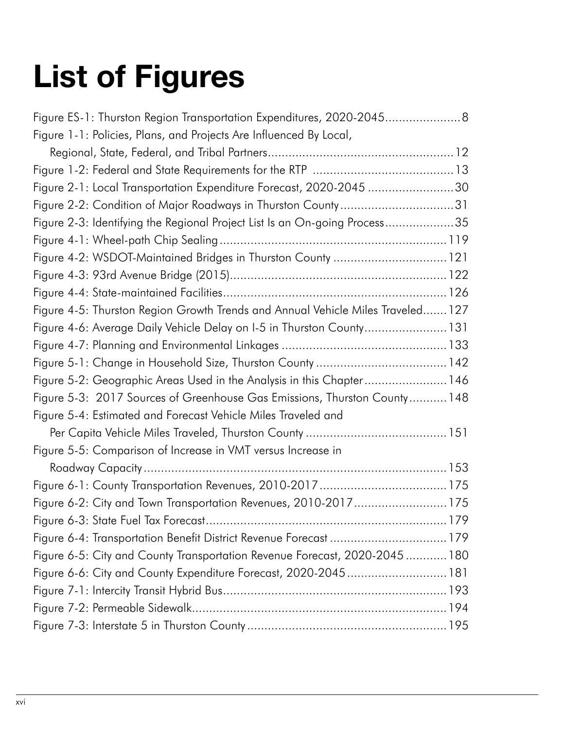# List of Figures

Figure ES-1: Thurston Region Transportation Expenditures, 2020-2045......................8
Figure 1-1: Policies, Plans, and Projects Are Influenced By Local, Regional, State, Federal, and Tribal Partners......................................................12
Figure 1-2: Federal and State Requirements for the RTP .........................................13
Figure 2-1: Local Transportation Expenditure Forecast, 2020-2045 .........................30
Figure 2-2: Condition of Major Roadways in Thurston County.................................31
Figure 2-3: Identifying the Regional Project List Is an On-going Process....................35
Figure 4-1: Wheel-path Chip Sealing.................................................................119
Figure 4-2: WSDOT-Maintained Bridges in Thurston County .................................121
Figure 4-3: 93rd Avenue Bridge (2015)..............................................................122
Figure 4-4: State-maintained Facilities................................................................126
Figure 4-5: Thurston Region Growth Trends and Annual Vehicle Miles Traveled.......127
Figure 4-6: Average Daily Vehicle Delay on I-5 in Thurston County........................131
Figure 4-7: Planning and Environmental Linkages ................................................133
Figure 5-1: Change in Household Size, Thurston County ......................................142
Figure 5-2: Geographic Areas Used in the Analysis in this Chapter........................146
Figure 5-3: 2017 Sources of Greenhouse Gas Emissions, Thurston County...........148
Figure 5-4: Estimated and Forecast Vehicle Miles Traveled and Per Capita Vehicle Miles Traveled, Thurston County .........................................151
Figure 5-5: Comparison of Increase in VMT versus Increase in Roadway Capacity.......................................................................................153
Figure 6-1: County Transportation Revenues, 2010-2017.....................................175
Figure 6-2: City and Town Transportation Revenues, 2010-2017...........................175
Figure 6-3: State Fuel Tax Forecast.....................................................................179
Figure 6-4: Transportation Benefit District Revenue Forecast ..................................179
Figure 6-5: City and County Transportation Revenue Forecast, 2020-2045 ............180
Figure 6-6: City and County Expenditure Forecast, 2020-2045.............................181
Figure 7-1: Intercity Transit Hybrid Bus................................................................193
Figure 7-2: Permeable Sidewalk.........................................................................194
Figure 7-3: Interstate 5 in Thurston County..........................................................195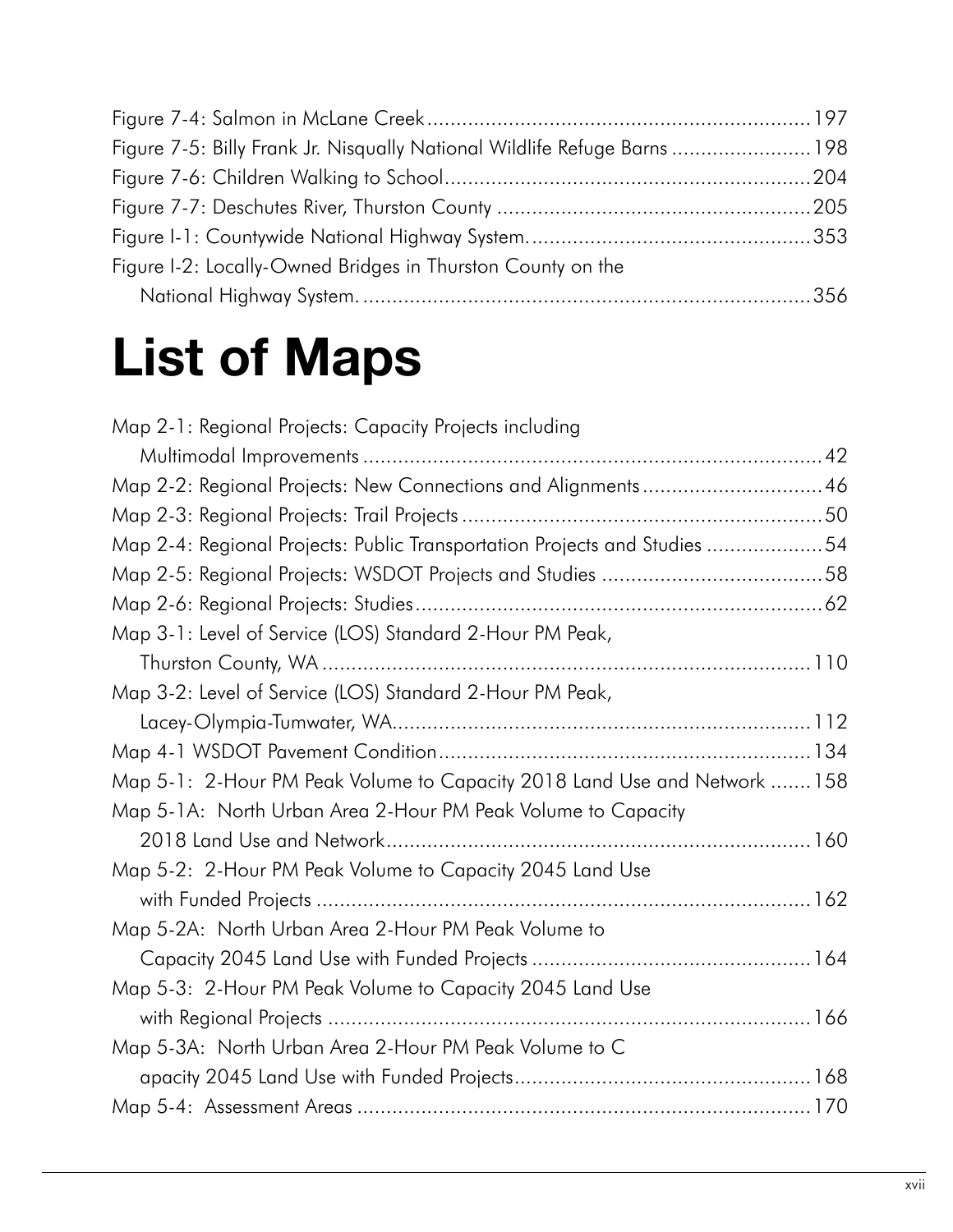Figure 7-4: Salmon in McLane Creek....................................................................197
Figure 7-5: Billy Frank Jr. Nisqually National Wildlife Refuge Barns .........................198
Figure 7-6: Children Walking to School................................................................204
Figure 7-7: Deschutes River, Thurston County .......................................................205
Figure I-1: Countywide National Highway System..................................................353
Figure I-2: Locally-Owned Bridges in Thurston County on the
National Highway System. ..................................................................................356

# List of Maps

Map 2-1: Regional Projects: Capacity Projects including
Multimodal Improvements ....................................................................................42
Map 2-2: Regional Projects: New Connections and Alignments................................46
Map 2-3: Regional Projects: Trail Projects ..............................................................50
Map 2-4: Regional Projects: Public Transportation Projects and Studies ....................54
Map 2-5: Regional Projects: WSDOT Projects and Studies .......................................58
Map 2-6: Regional Projects: Studies......................................................................62
Map 3-1: Level of Service (LOS) Standard 2-Hour PM Peak,
Thurston County, WA ..........................................................................................110
Map 3-2: Level of Service (LOS) Standard 2-Hour PM Peak,
Lacey-Olympia-Tumwater, WA..............................................................................112
Map 4-1 WSDOT Pavement Condition.................................................................134
Map 5-1: 2-Hour PM Peak Volume to Capacity 2018 Land Use and Network .......158
Map 5-1A: North Urban Area 2-Hour PM Peak Volume to Capacity
2018 Land Use and Network...............................................................................160
Map 5-2: 2-Hour PM Peak Volume to Capacity 2045 Land Use
with Funded Projects ..........................................................................................162
Map 5-2A: North Urban Area 2-Hour PM Peak Volume to
Capacity 2045 Land Use with Funded Projects .....................................................164
Map 5-3: 2-Hour PM Peak Volume to Capacity 2045 Land Use
with Regional Projects ........................................................................................166
Map 5-3A: North Urban Area 2-Hour PM Peak Volume to C
apacity 2045 Land Use with Funded Projects.........................................................168
Map 5-4: Assessment Areas ...............................................................................170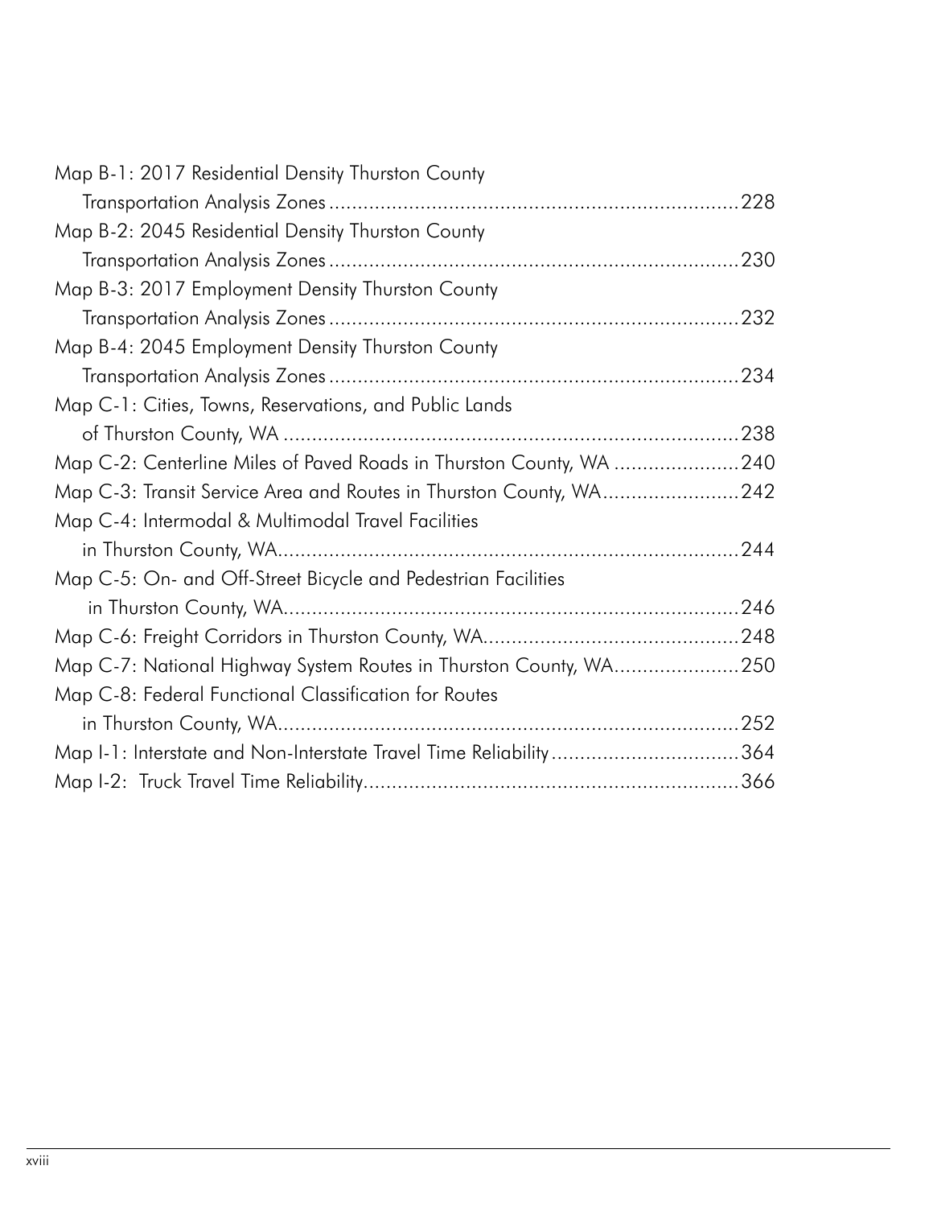Map B-1: 2017 Residential Density Thurston County Transportation Analysis Zones ........................................................................228

Map B-2: 2045 Residential Density Thurston County Transportation Analysis Zones ........................................................................230

Map B-3: 2017 Employment Density Thurston County Transportation Analysis Zones ........................................................................232

Map B-4: 2045 Employment Density Thurston County Transportation Analysis Zones ........................................................................234

Map C-1: Cities, Towns, Reservations, and Public Lands of Thurston County, WA ................................................................................238

Map C-2: Centerline Miles of Paved Roads in Thurston County, WA ......................240

Map C-3: Transit Service Area and Routes in Thurston County, WA........................242

Map C-4: Intermodal & Multimodal Travel Facilities in Thurston County, WA..................................................................................244

Map C-5: On- and Off-Street Bicycle and Pedestrian Facilities in Thurston County, WA..................................................................................246

Map C-6: Freight Corridors in Thurston County, WA.............................................248

Map C-7: National Highway System Routes in Thurston County, WA......................250

Map C-8: Federal Functional Classification for Routes in Thurston County, WA..................................................................................252

Map I-1: Interstate and Non-Interstate Travel Time Reliability.................................364

Map I-2: Truck Travel Time Reliability..................................................................366